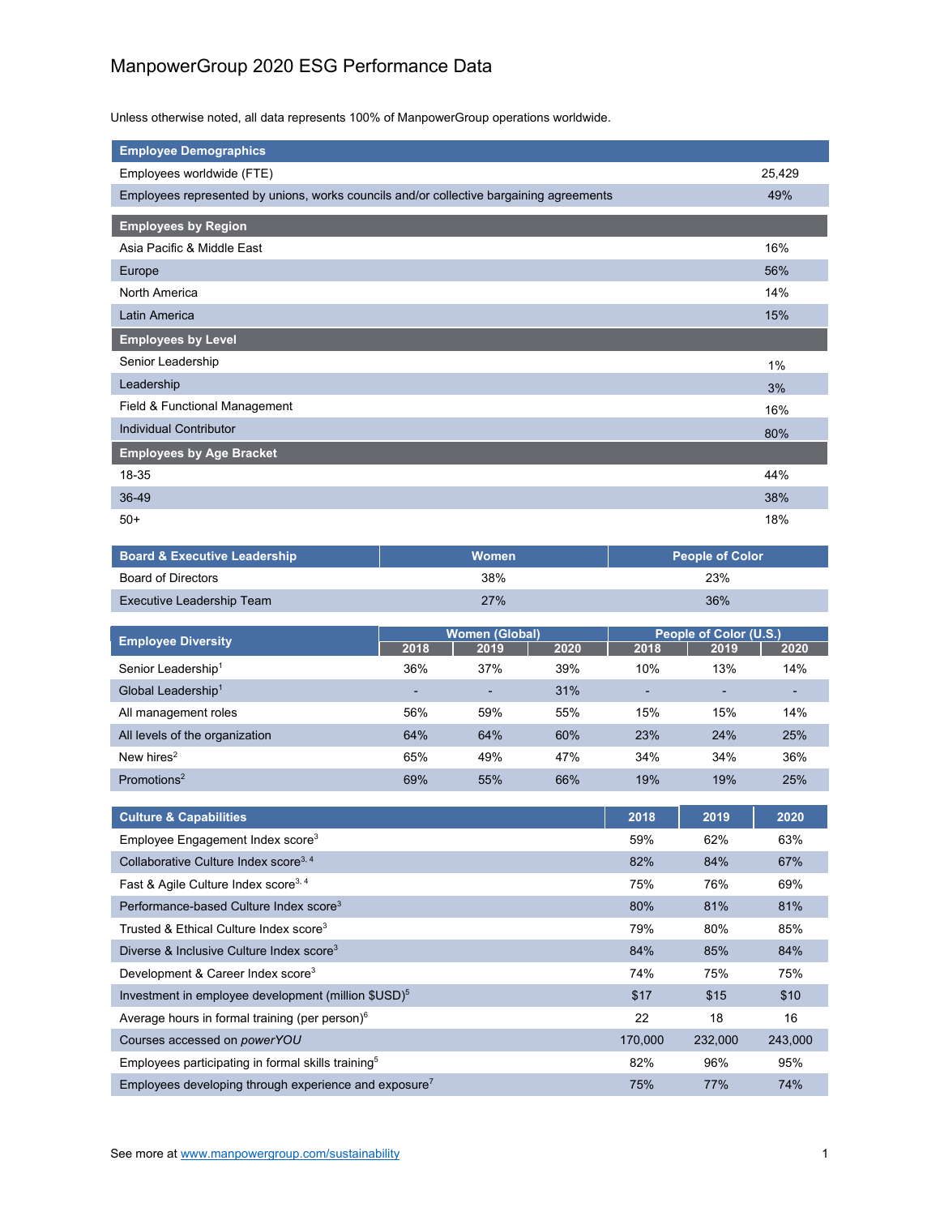# ManpowerGroup 2020 ESG Performance Data

Unless otherwise noted, all data represents 100% of ManpowerGroup operations worldwide.

| Employee Demographics | |
|---|---|
| Employees worldwide (FTE) | 25,429 |
| Employees represented by unions, works councils and/or collective bargaining agreements | 49% |
| **Employees by Region** | |
| Asia Pacific & Middle East | 16% |
| Europe | 56% |
| North America | 14% |
| Latin America | 15% |
| **Employees by Level** | |
| Senior Leadership | 1% |
| Leadership | 3% |
| Field & Functional Management | 16% |
| Individual Contributor | 80% |
| **Employees by Age Bracket** | |
| 18-35 | 44% |
| 36-49 | 38% |
| 50+ | 18% |

| Board & Executive Leadership | Women | People of Color |
|---|---|---|
| Board of Directors | 38% | 23% |
| Executive Leadership Team | 27% | 36% |

| Employee Diversity | Women (Global) | | | People of Color (U.S.) | | |
|---|---|---|---|---|---|---|
| | 2018 | 2019 | 2020 | 2018 | 2019 | 2020 |
| Senior Leadership[1] | 36% | 37% | 39% | 10% | 13% | 14% |
| Global Leadership[1] | - | - | 31% | - | - | - |
| All management roles | 56% | 59% | 55% | 15% | 15% | 14% |
| All levels of the organization | 64% | 64% | 60% | 23% | 24% | 25% |
| New hires[2] | 65% | 49% | 47% | 34% | 34% | 36% |
| Promotions[2] | 69% | 55% | 66% | 19% | 19% | 25% |

| Culture & Capabilities | 2018 | 2019 | 2020 |
|---|---|---|---|
| Employee Engagement Index score[3] | 59% | 62% | 63% |
| Collaborative Culture Index score[3, 4] | 82% | 84% | 67% |
| Fast & Agile Culture Index score[3, 4] | 75% | 76% | 69% |
| Performance-based Culture Index score[3] | 80% | 81% | 81% |
| Trusted & Ethical Culture Index score[3] | 79% | 80% | 85% |
| Diverse & Inclusive Culture Index score[3] | 84% | 85% | 84% |
| Development & Career Index score[3] | 74% | 75% | 75% |
| Investment in employee development (million $USD)[5] | $17 | $15 | $10 |
| Average hours in formal training (per person)[6] | 22 | 18 | 16 |
| Courses accessed on *powerYOU* | 170,000 | 232,000 | 243,000 |
| Employees participating in formal skills training[5] | 82% | 96% | 95% |
| Employees developing through experience and exposure[7] | 75% | 77% | 74% |

See more at www.manpowergroup.com/sustainability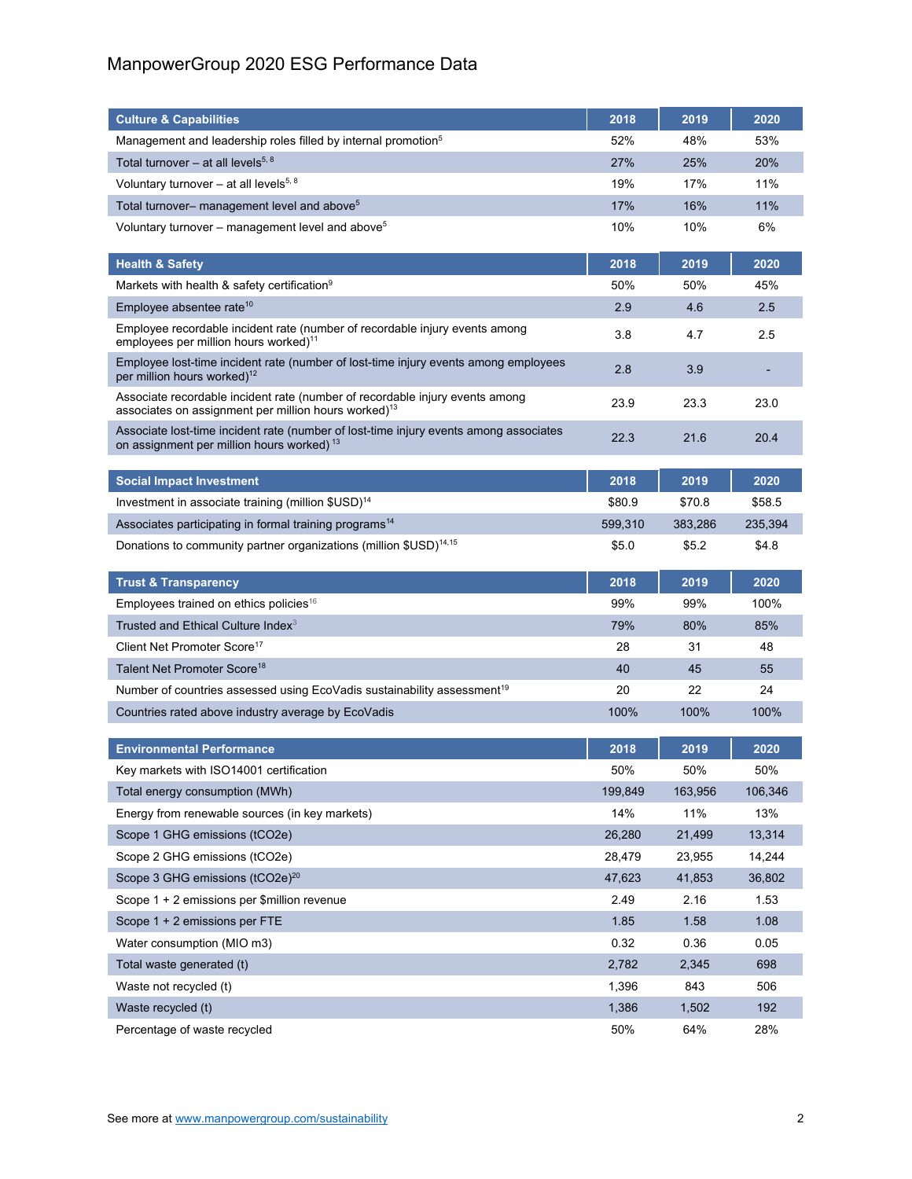# ManpowerGroup 2020 ESG Performance Data

| Culture & Capabilities | 2018 | 2019 | 2020 |
|---|---|---|---|
| Management and leadership roles filled by internal promotion[5] | 52% | 48% | 53% |
| Total turnover – at all levels[5, 8] | 27% | 25% | 20% |
| Voluntary turnover – at all levels[5, 8] | 19% | 17% | 11% |
| Total turnover– management level and above[5] | 17% | 16% | 11% |
| Voluntary turnover – management level and above[5] | 10% | 10% | 6% |

| Health & Safety | 2018 | 2019 | 2020 |
|---|---|---|---|
| Markets with health & safety certification[9] | 50% | 50% | 45% |
| Employee absentee rate[10] | 2.9 | 4.6 | 2.5 |
| Employee recordable incident rate (number of recordable injury events among employees per million hours worked)[11] | 3.8 | 4.7 | 2.5 |
| Employee lost-time incident rate (number of lost-time injury events among employees per million hours worked)[12] | 2.8 | 3.9 | - |
| Associate recordable incident rate (number of recordable injury events among associates on assignment per million hours worked)[13] | 23.9 | 23.3 | 23.0 |
| Associate lost-time incident rate (number of lost-time injury events among associates on assignment per million hours worked)[13] | 22.3 | 21.6 | 20.4 |

| Social Impact Investment | 2018 | 2019 | 2020 |
|---|---|---|---|
| Investment in associate training (million $USD)[14] | $80.9 | $70.8 | $58.5 |
| Associates participating in formal training programs[14] | 599,310 | 383,286 | 235,394 |
| Donations to community partner organizations (million $USD)[14,15] | $5.0 | $5.2 | $4.8 |

| Trust & Transparency | 2018 | 2019 | 2020 |
|---|---|---|---|
| Employees trained on ethics policies[16] | 99% | 99% | 100% |
| Trusted and Ethical Culture Index[3] | 79% | 80% | 85% |
| Client Net Promoter Score[17] | 28 | 31 | 48 |
| Talent Net Promoter Score[18] | 40 | 45 | 55 |
| Number of countries assessed using EcoVadis sustainability assessment[19] | 20 | 22 | 24 |
| Countries rated above industry average by EcoVadis | 100% | 100% | 100% |

| Environmental Performance | 2018 | 2019 | 2020 |
|---|---|---|---|
| Key markets with ISO14001 certification | 50% | 50% | 50% |
| Total energy consumption (MWh) | 199,849 | 163,956 | 106,346 |
| Energy from renewable sources (in key markets) | 14% | 11% | 13% |
| Scope 1 GHG emissions (tCO2e) | 26,280 | 21,499 | 13,314 |
| Scope 2 GHG emissions (tCO2e) | 28,479 | 23,955 | 14,244 |
| Scope 3 GHG emissions (tCO2e)[20] | 47,623 | 41,853 | 36,802 |
| Scope 1 + 2 emissions per $million revenue | 2.49 | 2.16 | 1.53 |
| Scope 1 + 2 emissions per FTE | 1.85 | 1.58 | 1.08 |
| Water consumption (MIO m3) | 0.32 | 0.36 | 0.05 |
| Total waste generated (t) | 2,782 | 2,345 | 698 |
| Waste not recycled (t) | 1,396 | 843 | 506 |
| Waste recycled (t) | 1,386 | 1,502 | 192 |
| Percentage of waste recycled | 50% | 64% | 28% |

See more at [www.manpowergroup.com/sustainability](www.manpowergroup.com/sustainability)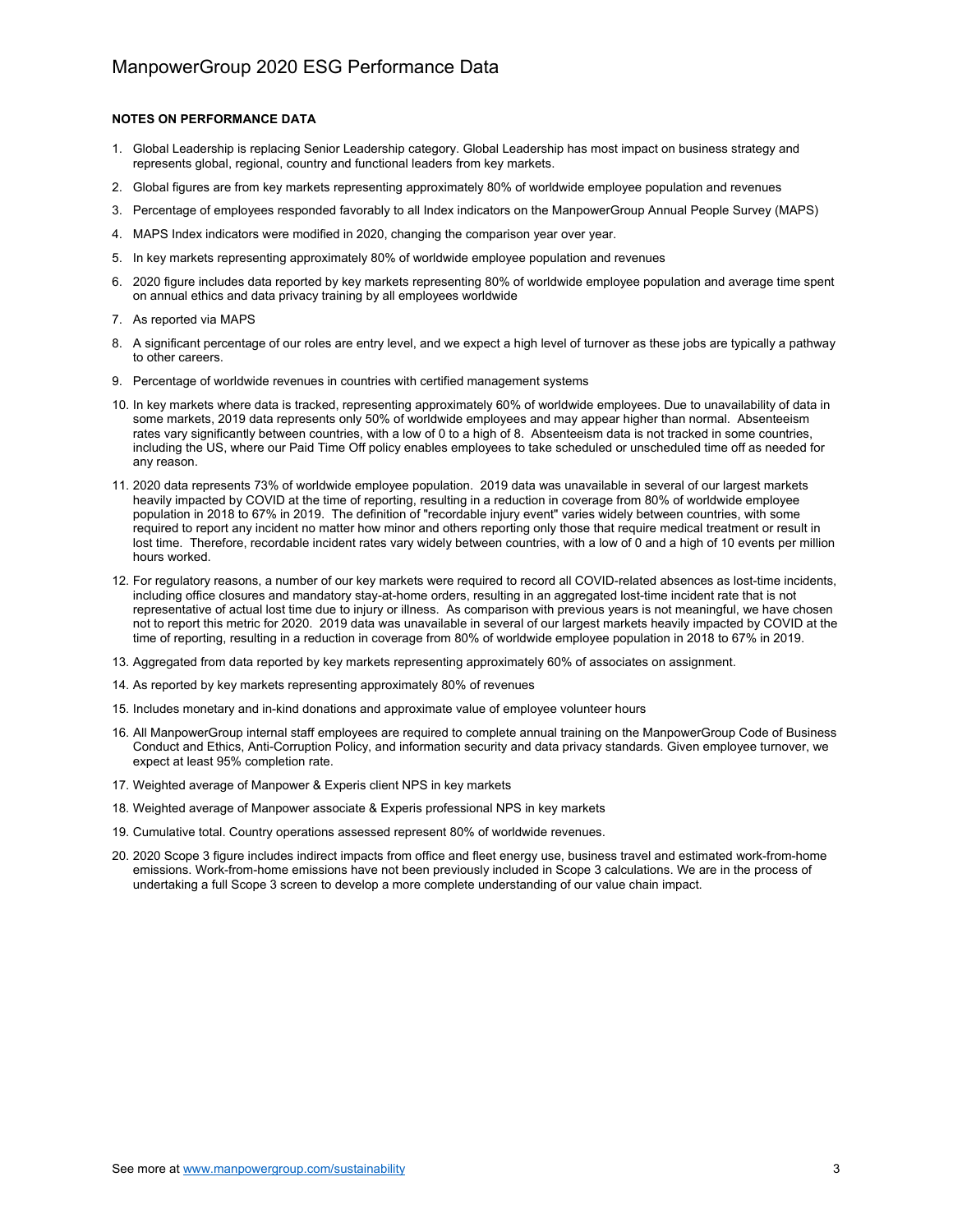**NOTES ON PERFORMANCE DATA**

1. Global Leadership is replacing Senior Leadership category. Global Leadership has most impact on business strategy and represents global, regional, country and functional leaders from key markets.
2. Global figures are from key markets representing approximately 80% of worldwide employee population and revenues
3. Percentage of employees responded favorably to all Index indicators on the ManpowerGroup Annual People Survey (MAPS)
4. MAPS Index indicators were modified in 2020, changing the comparison year over year.
5. In key markets representing approximately 80% of worldwide employee population and revenues
6. 2020 figure includes data reported by key markets representing 80% of worldwide employee population and average time spent on annual ethics and data privacy training by all employees worldwide
7. As reported via MAPS
8. A significant percentage of our roles are entry level, and we expect a high level of turnover as these jobs are typically a pathway to other careers.
9. Percentage of worldwide revenues in countries with certified management systems
10. In key markets where data is tracked, representing approximately 60% of worldwide employees. Due to unavailability of data in some markets, 2019 data represents only 50% of worldwide employees and may appear higher than normal. Absenteeism rates vary significantly between countries, with a low of 0 to a high of 8. Absenteeism data is not tracked in some countries, including the US, where our Paid Time Off policy enables employees to take scheduled or unscheduled time off as needed for any reason.
11. 2020 data represents 73% of worldwide employee population. 2019 data was unavailable in several of our largest markets heavily impacted by COVID at the time of reporting, resulting in a reduction in coverage from 80% of worldwide employee population in 2018 to 67% in 2019. The definition of "recordable injury event" varies widely between countries, with some required to report any incident no matter how minor and others reporting only those that require medical treatment or result in lost time. Therefore, recordable incident rates vary widely between countries, with a low of 0 and a high of 10 events per million hours worked.
12. For regulatory reasons, a number of our key markets were required to record all COVID-related absences as lost-time incidents, including office closures and mandatory stay-at-home orders, resulting in an aggregated lost-time incident rate that is not representative of actual lost time due to injury or illness. As comparison with previous years is not meaningful, we have chosen not to report this metric for 2020. 2019 data was unavailable in several of our largest markets heavily impacted by COVID at the time of reporting, resulting in a reduction in coverage from 80% of worldwide employee population in 2018 to 67% in 2019.
13. Aggregated from data reported by key markets representing approximately 60% of associates on assignment.
14. As reported by key markets representing approximately 80% of revenues
15. Includes monetary and in-kind donations and approximate value of employee volunteer hours
16. All ManpowerGroup internal staff employees are required to complete annual training on the ManpowerGroup Code of Business Conduct and Ethics, Anti-Corruption Policy, and information security and data privacy standards. Given employee turnover, we expect at least 95% completion rate.
17. Weighted average of Manpower & Experis client NPS in key markets
18. Weighted average of Manpower associate & Experis professional NPS in key markets
19. Cumulative total. Country operations assessed represent 80% of worldwide revenues.
20. 2020 Scope 3 figure includes indirect impacts from office and fleet energy use, business travel and estimated work-from-home emissions. Work-from-home emissions have not been previously included in Scope 3 calculations. We are in the process of undertaking a full Scope 3 screen to develop a more complete understanding of our value chain impact.

See more at www.manpowergroup.com/sustainability